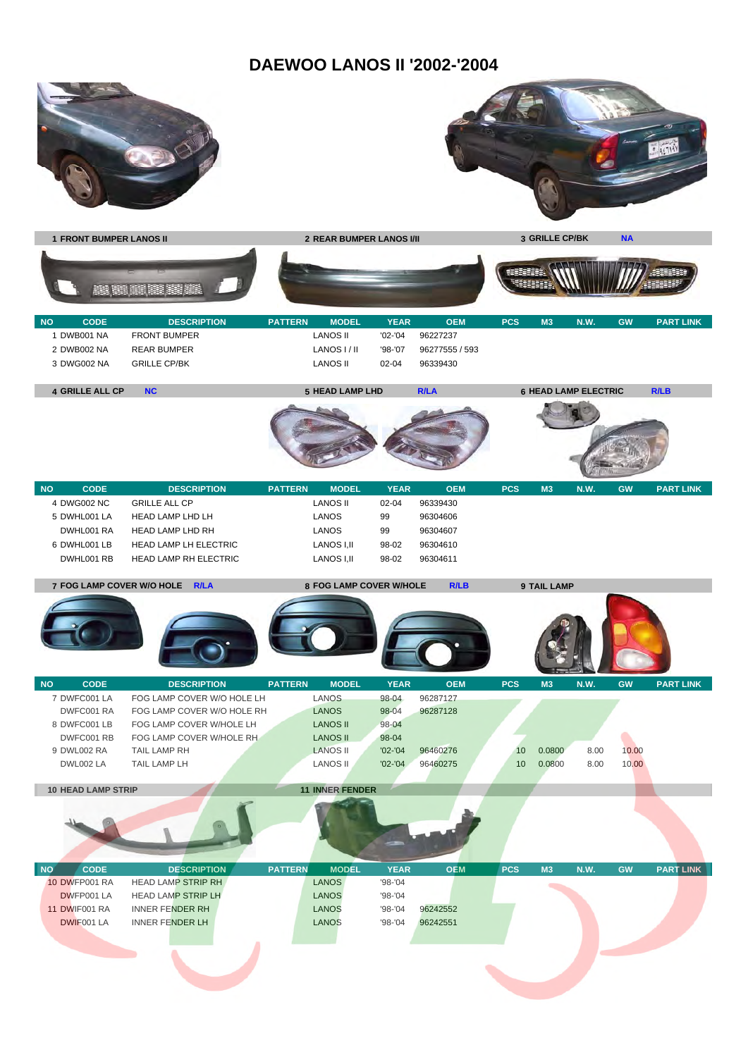# DAEWOO LANOS II '2002-'2004

**1 FRONT BUMPER LANOS II** | **2 REAR BUMPER LANOS I/II** | **3 GRILLE CP/BK** NA

| NO | CODE | DESCRIPTION | PATTERN | MODEL | YEAR | OEM | PCS | M3 | N.W. | GW | PART LINK |
|---|---|---|---|---|---|---|---|---|---|---|---|
| 1 | DWB001 NA | FRONT BUMPER | | LANOS II | '02-'04 | 96227237 | | | | | |
| 2 | DWB002 NA | REAR BUMPER | | LANOS I / II | '98-'07 | 96277555 / 593 | | | | | |
| 3 | DWG002 NA | GRILLE CP/BK | | LANOS II | 02-04 | 96339430 | | | | | |

**4 GRILLE ALL CP** NC | **5 HEAD LAMP LHD** R/LA | **6 HEAD LAMP ELECTRIC** R/LB

| NO | CODE | DESCRIPTION | PATTERN | MODEL | YEAR | OEM | PCS | M3 | N.W. | GW | PART LINK |
|---|---|---|---|---|---|---|---|---|---|---|---|
| 4 | DWG002 NC | GRILLE ALL CP | | LANOS II | 02-04 | 96339430 | | | | | |
| 5 | DWHL001 LA | HEAD LAMP LHD LH | | LANOS | 99 | 96304606 | | | | | |
| | DWHL001 RA | HEAD LAMP LHD RH | | LANOS | 99 | 96304607 | | | | | |
| 6 | DWHL001 LB | HEAD LAMP LH ELECTRIC | | LANOS I,II | 98-02 | 96304610 | | | | | |
| | DWHL001 RB | HEAD LAMP RH ELECTRIC | | LANOS I,II | 98-02 | 96304611 | | | | | |

**7 FOG LAMP COVER W/O HOLE** R/LA | **8 FOG LAMP COVER W/HOLE** R/LB | **9 TAIL LAMP**

| NO | CODE | DESCRIPTION | PATTERN | MODEL | YEAR | OEM | PCS | M3 | N.W. | GW | PART LINK |
|---|---|---|---|---|---|---|---|---|---|---|---|
| 7 | DWFC001 LA | FOG LAMP COVER W/O HOLE LH | | LANOS | 98-04 | 96287127 | | | | | |
| | DWFC001 RA | FOG LAMP COVER W/O HOLE RH | | LANOS | 98-04 | 96287128 | | | | | |
| 8 | DWFC001 LB | FOG LAMP COVER W/HOLE LH | | LANOS II | 98-04 | | | | | | |
| | DWFC001 RB | FOG LAMP COVER W/HOLE RH | | LANOS II | 98-04 | | | | | | |
| 9 | DWL002 RA | TAIL LAMP RH | | LANOS II | '02-'04 | 96460276 | 10 | 0.0800 | 8.00 | 10.00 | |
| | DWL002 LA | TAIL LAMP LH | | LANOS II | '02-'04 | 96460275 | 10 | 0.0800 | 8.00 | 10.00 | |

**10 HEAD LAMP STRIP** | **11 INNER FENDER**

| NO | CODE | DESCRIPTION | PATTERN | MODEL | YEAR | OEM | PCS | M3 | N.W. | GW | PART LINK |
|---|---|---|---|---|---|---|---|---|---|---|---|
| 10 | DWFP001 RA | HEAD LAMP STRIP RH | | LANOS | '98-'04 | | | | | | |
| | DWFP001 LA | HEAD LAMP STRIP LH | | LANOS | '98-'04 | | | | | | |
| 11 | DWIF001 RA | INNER FENDER RH | | LANOS | '98-'04 | 96242552 | | | | | |
| | DWIF001 LA | INNER FENDER LH | | LANOS | '98-'04 | 96242551 | | | | | |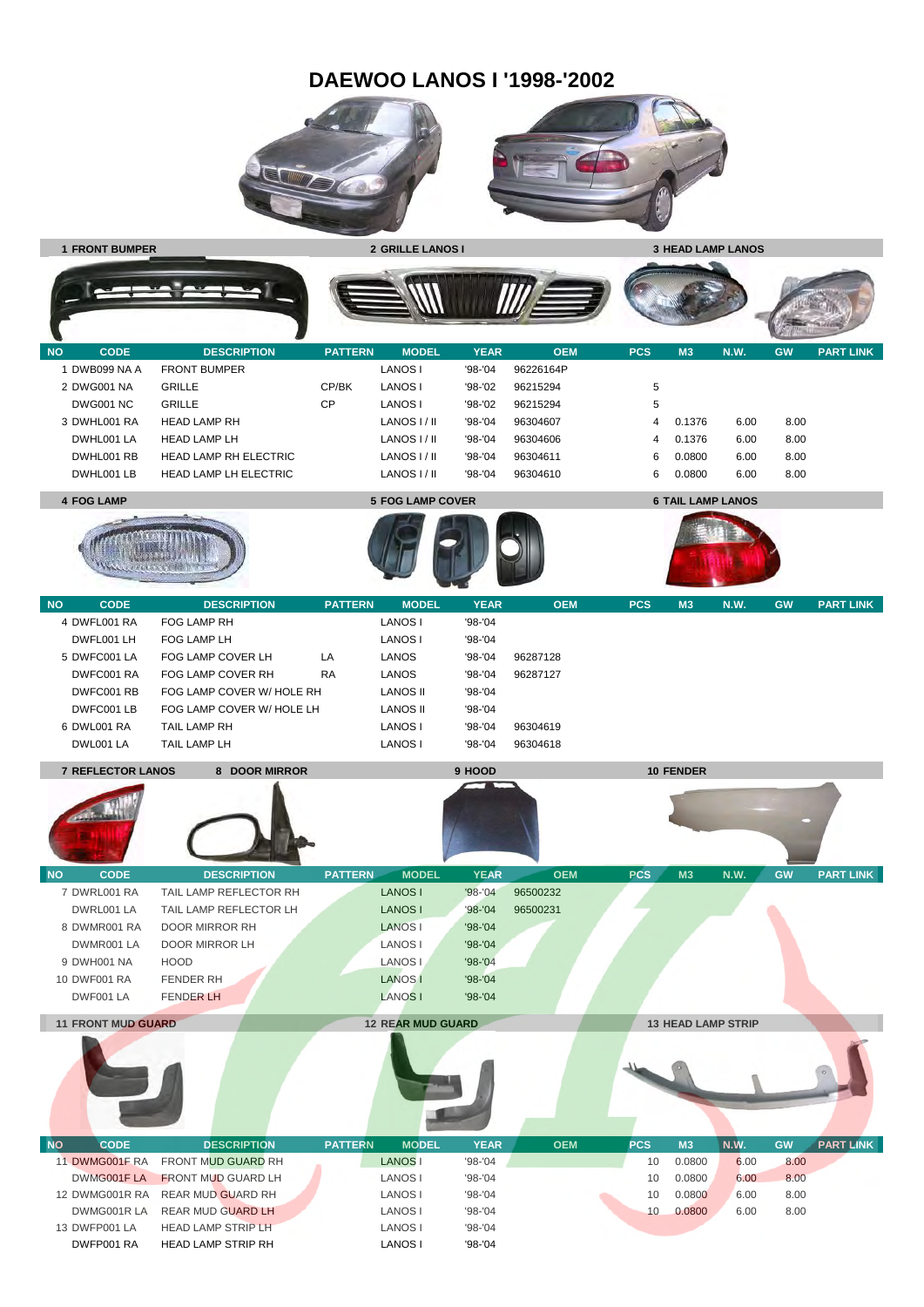# DAEWOO LANOS I '1998-'2002

**1 FRONT BUMPER** | **2 GRILLE LANOS I** | **3 HEAD LAMP LANOS**

| NO | CODE | DESCRIPTION | PATTERN | MODEL | YEAR | OEM | PCS | M3 | N.W. | GW | PART LINK |
|---|---|---|---|---|---|---|---|---|---|---|---|
| 1 | DWB099 NA A | FRONT BUMPER | | LANOS I | '98-'04 | 96226164P | | | | | |
| 2 | DWG001 NA | GRILLE | CP/BK | LANOS I | '98-'02 | 96215294 | 5 | | | | |
| | DWG001 NC | GRILLE | CP | LANOS I | '98-'02 | 96215294 | 5 | | | | |
| 3 | DWHL001 RA | HEAD LAMP RH | | LANOS I / II | '98-'04 | 96304607 | 4 | 0.1376 | 6.00 | 8.00 | |
| | DWHL001 LA | HEAD LAMP LH | | LANOS I / II | '98-'04 | 96304606 | 4 | 0.1376 | 6.00 | 8.00 | |
| | DWHL001 RB | HEAD LAMP RH ELECTRIC | | LANOS I / II | '98-'04 | 96304611 | 6 | 0.0800 | 6.00 | 8.00 | |
| | DWHL001 LB | HEAD LAMP LH ELECTRIC | | LANOS I / II | '98-'04 | 96304610 | 6 | 0.0800 | 6.00 | 8.00 | |

**4 FOG LAMP** | **5 FOG LAMP COVER** | **6 TAIL LAMP LANOS**

| NO | CODE | DESCRIPTION | PATTERN | MODEL | YEAR | OEM | PCS | M3 | N.W. | GW | PART LINK |
|---|---|---|---|---|---|---|---|---|---|---|---|
| 4 | DWFL001 RA | FOG LAMP RH | | LANOS I | '98-'04 | | | | | | |
| | DWFL001 LH | FOG LAMP LH | | LANOS I | '98-'04 | | | | | | |
| 5 | DWFC001 LA | FOG LAMP COVER LH | LA | LANOS | '98-'04 | 96287128 | | | | | |
| | DWFC001 RA | FOG LAMP COVER RH | RA | LANOS | '98-'04 | 96287127 | | | | | |
| | DWFC001 RB | FOG LAMP COVER W/ HOLE RH | | LANOS II | '98-'04 | | | | | | |
| | DWFC001 LB | FOG LAMP COVER W/ HOLE LH | | LANOS II | '98-'04 | | | | | | |
| 6 | DWL001 RA | TAIL LAMP RH | | LANOS I | '98-'04 | 96304619 | | | | | |
| | DWL001 LA | TAIL LAMP LH | | LANOS I | '98-'04 | 96304618 | | | | | |

**7 REFLECTOR LANOS** | **8 DOOR MIRROR** | **9 HOOD** | **10 FENDER**

| NO | CODE | DESCRIPTION | PATTERN | MODEL | YEAR | OEM | PCS | M3 | N.W. | GW | PART LINK |
|---|---|---|---|---|---|---|---|---|---|---|---|
| 7 | DWRL001 RA | TAIL LAMP REFLECTOR RH | | LANOS I | '98-'04 | 96500232 | | | | | |
| | DWRL001 LA | TAIL LAMP REFLECTOR LH | | LANOS I | '98-'04 | 96500231 | | | | | |
| 8 | DWMR001 RA | DOOR MIRROR RH | | LANOS I | '98-'04 | | | | | | |
| | DWMR001 LA | DOOR MIRROR LH | | LANOS I | '98-'04 | | | | | | |
| 9 | DWH001 NA | HOOD | | LANOS I | '98-'04 | | | | | | |
| 10 | DWF001 RA | FENDER RH | | LANOS I | '98-'04 | | | | | | |
| | DWF001 LA | FENDER LH | | LANOS I | '98-'04 | | | | | | |

**11 FRONT MUD GUARD** | **12 REAR MUD GUARD** | **13 HEAD LAMP STRIP**

| NO | CODE | DESCRIPTION | PATTERN | MODEL | YEAR | OEM | PCS | M3 | N.W. | GW | PART LINK |
|---|---|---|---|---|---|---|---|---|---|---|---|
| 11 | DWMG001F RA | FRONT MUD GUARD RH | | LANOS I | '98-'04 | | 10 | 0.0800 | 6.00 | 8.00 | |
| | DWMG001F LA | FRONT MUD GUARD LH | | LANOS I | '98-'04 | | 10 | 0.0800 | 6.00 | 8.00 | |
| 12 | DWMG001R RA | REAR MUD GUARD RH | | LANOS I | '98-'04 | | 10 | 0.0800 | 6.00 | 8.00 | |
| | DWMG001R LA | REAR MUD GUARD LH | | LANOS I | '98-'04 | | 10 | 0.0800 | 6.00 | 8.00 | |
| 13 | DWFP001 LA | HEAD LAMP STRIP LH | | LANOS I | '98-'04 | | | | | | |
| | DWFP001 RA | HEAD LAMP STRIP RH | | LANOS I | '98-'04 | | | | | | |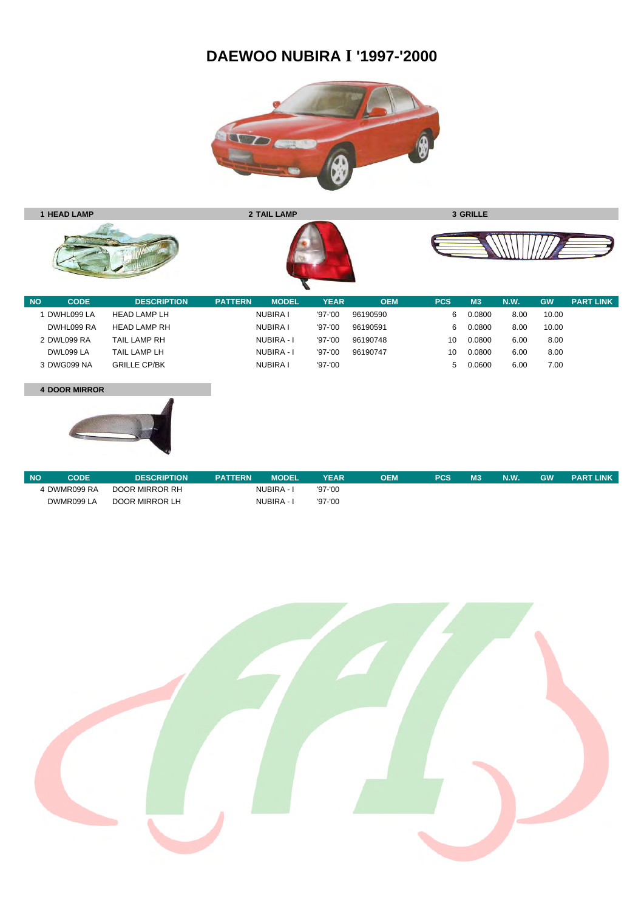# DAEWOO NUBIRA I '1997-'2000

**1 HEAD LAMP** | **2 TAIL LAMP** | **3 GRILLE**

| NO | CODE | DESCRIPTION | PATTERN | MODEL | YEAR | OEM | PCS | M3 | N.W. | GW | PART LINK |
|---|---|---|---|---|---|---|---|---|---|---|---|
| 1 | DWHL099 LA | HEAD LAMP LH | | NUBIRA I | '97-'00 | 96190590 | 6 | 0.0800 | 8.00 | 10.00 | |
| | DWHL099 RA | HEAD LAMP RH | | NUBIRA I | '97-'00 | 96190591 | 6 | 0.0800 | 8.00 | 10.00 | |
| 2 | DWL099 RA | TAIL LAMP RH | | NUBIRA - I | '97-'00 | 96190748 | 10 | 0.0800 | 6.00 | 8.00 | |
| | DWL099 LA | TAIL LAMP LH | | NUBIRA - I | '97-'00 | 96190747 | 10 | 0.0800 | 6.00 | 8.00 | |
| 3 | DWG099 NA | GRILLE CP/BK | | NUBIRA I | '97-'00 | | 5 | 0.0600 | 6.00 | 7.00 | |

**4 DOOR MIRROR**

| NO | CODE | DESCRIPTION | PATTERN | MODEL | YEAR | OEM | PCS | M3 | N.W. | GW | PART LINK |
|---|---|---|---|---|---|---|---|---|---|---|---|
| 4 | DWMR099 RA | DOOR MIRROR RH | | NUBIRA - I | '97-'00 | | | | | | |
| | DWMR099 LA | DOOR MIRROR LH | | NUBIRA - I | '97-'00 | | | | | | |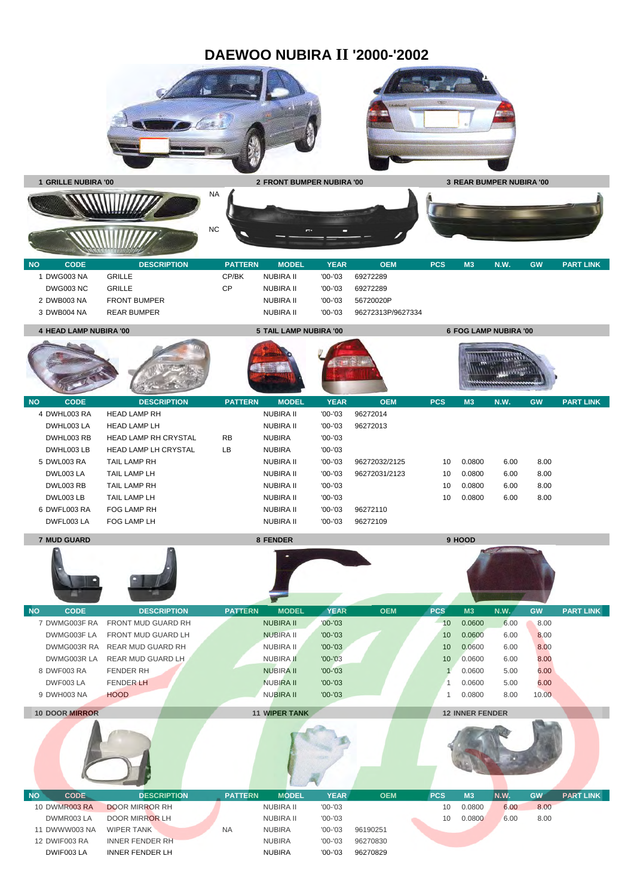# DAEWOO NUBIRA II '2000-'2002

**1 GRILLE NUBIRA '00** — **2 FRONT BUMPER NUBIRA '00** — **3 REAR BUMPER NUBIRA '00**

NA

NC

| NO | CODE | DESCRIPTION | PATTERN | MODEL | YEAR | OEM | PCS | M3 | N.W. | GW | PART LINK |
|---|---|---|---|---|---|---|---|---|---|---|---|
| 1 | DWG003 NA | GRILLE | CP/BK | NUBIRA II | '00-'03 | 69272289 | | | | | |
| | DWG003 NC | GRILLE | CP | NUBIRA II | '00-'03 | 69272289 | | | | | |
| 2 | DWB003 NA | FRONT BUMPER | | NUBIRA II | '00-'03 | 56720020P | | | | | |
| 3 | DWB004 NA | REAR BUMPER | | NUBIRA II | '00-'03 | 96272313P/9627334 | | | | | |

**4 HEAD LAMP NUBIRA '00** — **5 TAIL LAMP NUBIRA '00** — **6 FOG LAMP NUBIRA '00**

| NO | CODE | DESCRIPTION | PATTERN | MODEL | YEAR | OEM | PCS | M3 | N.W. | GW | PART LINK |
|---|---|---|---|---|---|---|---|---|---|---|---|
| 4 | DWHL003 RA | HEAD LAMP RH | | NUBIRA II | '00-'03 | 96272014 | | | | | |
| | DWHL003 LA | HEAD LAMP LH | | NUBIRA II | '00-'03 | 96272013 | | | | | |
| | DWHL003 RB | HEAD LAMP RH CRYSTAL | RB | NUBIRA | '00-'03 | | | | | | |
| | DWHL003 LB | HEAD LAMP LH CRYSTAL | LB | NUBIRA | '00-'03 | | | | | | |
| 5 | DWL003 RA | TAIL LAMP RH | | NUBIRA II | '00-'03 | 96272032/2125 | 10 | 0.0800 | 6.00 | 8.00 | |
| | DWL003 LA | TAIL LAMP LH | | NUBIRA II | '00-'03 | 96272031/2123 | 10 | 0.0800 | 6.00 | 8.00 | |
| | DWL003 RB | TAIL LAMP RH | | NUBIRA II | '00-'03 | | 10 | 0.0800 | 6.00 | 8.00 | |
| | DWL003 LB | TAIL LAMP LH | | NUBIRA II | '00-'03 | | 10 | 0.0800 | 6.00 | 8.00 | |
| 6 | DWFL003 RA | FOG LAMP RH | | NUBIRA II | '00-'03 | 96272110 | | | | | |
| | DWFL003 LA | FOG LAMP LH | | NUBIRA II | '00-'03 | 96272109 | | | | | |

**7 MUD GUARD** — **8 FENDER** — **9 HOOD**

| NO | CODE | DESCRIPTION | PATTERN | MODEL | YEAR | OEM | PCS | M3 | N.W. | GW | PART LINK |
|---|---|---|---|---|---|---|---|---|---|---|---|
| 7 | DWMG003F RA | FRONT MUD GUARD RH | | NUBIRA II | '00-'03 | | 10 | 0.0600 | 6.00 | 8.00 | |
| | DWMG003F LA | FRONT MUD GUARD LH | | NUBIRA II | '00-'03 | | 10 | 0.0600 | 6.00 | 8.00 | |
| | DWMG003R RA | REAR MUD GUARD RH | | NUBIRA II | '00-'03 | | 10 | 0.0600 | 6.00 | 8.00 | |
| | DWMG003R LA | REAR MUD GUARD LH | | NUBIRA II | '00-'03 | | 10 | 0.0600 | 6.00 | 8.00 | |
| 8 | DWF003 RA | FENDER RH | | NUBIRA II | '00-'03 | | 1 | 0.0600 | 5.00 | 6.00 | |
| | DWF003 LA | FENDER LH | | NUBIRA II | '00-'03 | | 1 | 0.0600 | 5.00 | 6.00 | |
| 9 | DWH003 NA | HOOD | | NUBIRA II | '00-'03 | | 1 | 0.0800 | 8.00 | 10.00 | |

**10 DOOR MIRROR** — **11 WIPER TANK** — **12 INNER FENDER**

| NO | CODE | DESCRIPTION | PATTERN | MODEL | YEAR | OEM | PCS | M3 | N.W. | GW | PART LINK |
|---|---|---|---|---|---|---|---|---|---|---|---|
| 10 | DWMR003 RA | DOOR MIRROR RH | | NUBIRA II | '00-'03 | | 10 | 0.0800 | 6.00 | 8.00 | |
| | DWMR003 LA | DOOR MIRROR LH | | NUBIRA II | '00-'03 | | 10 | 0.0800 | 6.00 | 8.00 | |
| 11 | DWWW003 NA | WIPER TANK | NA | NUBIRA | '00-'03 | 96190251 | | | | | |
| 12 | DWIF003 RA | INNER FENDER RH | | NUBIRA | '00-'03 | 96270830 | | | | | |
| | DWIF003 LA | INNER FENDER LH | | NUBIRA | '00-'03 | 96270829 | | | | | |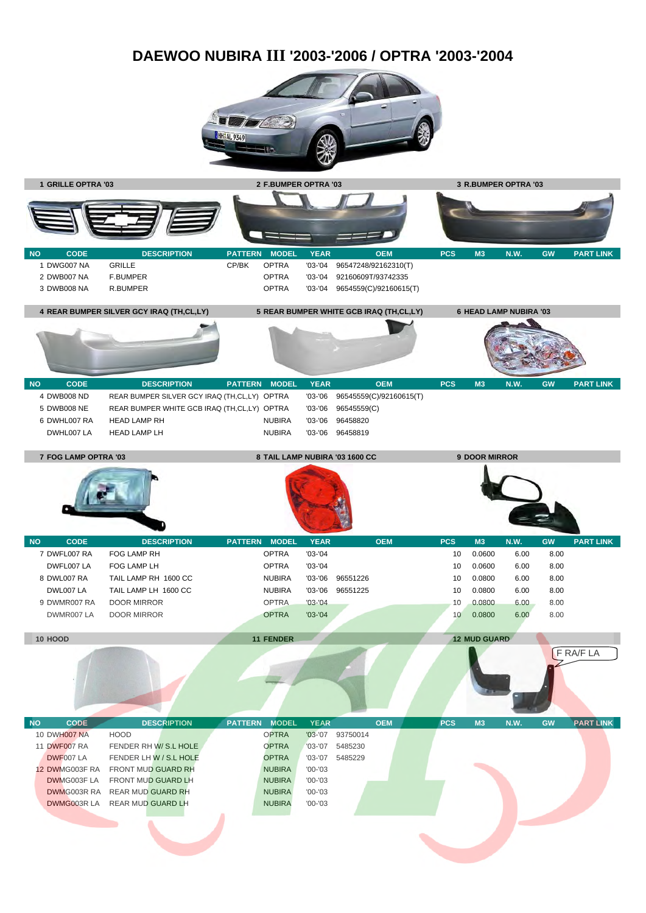# DAEWOO NUBIRA III '2003-'2006 / OPTRA '2003-'2004

**1 GRILLE OPTRA '03** | **2 F.BUMPER OPTRA '03** | **3 R.BUMPER OPTRA '03**

| NO | CODE | DESCRIPTION | PATTERN | MODEL | YEAR | OEM | PCS | M3 | N.W. | GW | PART LINK |
|---|---|---|---|---|---|---|---|---|---|---|---|
| 1 | DWG007 NA | GRILLE | CP/BK | OPTRA | '03-'04 | 96547248/92162310(T) | | | | | |
| 2 | DWB007 NA | F.BUMPER | | OPTRA | '03-'04 | 92160609T/93742335 | | | | | |
| 3 | DWB008 NA | R.BUMPER | | OPTRA | '03-'04 | 9654559(C)/92160615(T) | | | | | |

**4 REAR BUMPER SILVER GCY IRAQ (TH,CL,LY)** | **5 REAR BUMPER WHITE GCB IRAQ (TH,CL,LY)** | **6 HEAD LAMP NUBIRA '03**

| NO | CODE | DESCRIPTION | PATTERN | MODEL | YEAR | OEM | PCS | M3 | N.W. | GW | PART LINK |
|---|---|---|---|---|---|---|---|---|---|---|---|
| 4 | DWB008 ND | REAR BUMPER SILVER GCY IRAQ (TH,CL,LY) | | OPTRA | '03-'06 | 96545559(C)/92160615(T) | | | | | |
| 5 | DWB008 NE | REAR BUMPER WHITE GCB IRAQ (TH,CL,LY) | | OPTRA | '03-'06 | 96545559(C) | | | | | |
| 6 | DWHL007 RA | HEAD LAMP RH | | NUBIRA | '03-'06 | 96458820 | | | | | |
| | DWHL007 LA | HEAD LAMP LH | | NUBIRA | '03-'06 | 96458819 | | | | | |

**7 FOG LAMP OPTRA '03** | **8 TAIL LAMP NUBIRA '03 1600 CC** | **9 DOOR MIRROR**

| NO | CODE | DESCRIPTION | PATTERN | MODEL | YEAR | OEM | PCS | M3 | N.W. | GW | PART LINK |
|---|---|---|---|---|---|---|---|---|---|---|---|
| 7 | DWFL007 RA | FOG LAMP RH | | OPTRA | '03-'04 | | 10 | 0.0600 | 6.00 | 8.00 | |
| | DWFL007 LA | FOG LAMP LH | | OPTRA | '03-'04 | | 10 | 0.0600 | 6.00 | 8.00 | |
| 8 | DWL007 RA | TAIL LAMP RH 1600 CC | | NUBIRA | '03-'06 | 96551226 | 10 | 0.0800 | 6.00 | 8.00 | |
| | DWL007 LA | TAIL LAMP LH 1600 CC | | NUBIRA | '03-'06 | 96551225 | 10 | 0.0800 | 6.00 | 8.00 | |
| 9 | DWMR007 RA | DOOR MIRROR | | OPTRA | '03-'04 | | 10 | 0.0800 | 6.00 | 8.00 | |
| | DWMR007 LA | DOOR MIRROR | | OPTRA | '03-'04 | | 10 | 0.0800 | 6.00 | 8.00 | |

**10 HOOD** | **11 FENDER** | **12 MUD GUARD**

F RA/F LA

| NO | CODE | DESCRIPTION | PATTERN | MODEL | YEAR | OEM | PCS | M3 | N.W. | GW | PART LINK |
|---|---|---|---|---|---|---|---|---|---|---|---|
| 10 | DWH007 NA | HOOD | | OPTRA | '03-'07 | 93750014 | | | | | |
| 11 | DWF007 RA | FENDER RH W/ S.L HOLE | | OPTRA | '03-'07 | 5485230 | | | | | |
| | DWF007 LA | FENDER LH W / S.L HOLE | | OPTRA | '03-'07 | 5485229 | | | | | |
| 12 | DWMG003F RA | FRONT MUD GUARD RH | | NUBIRA | '00-'03 | | | | | | |
| | DWMG003F LA | FRONT MUD GUARD LH | | NUBIRA | '00-'03 | | | | | | |
| | DWMG003R RA | REAR MUD GUARD RH | | NUBIRA | '00-'03 | | | | | | |
| | DWMG003R LA | REAR MUD GUARD LH | | NUBIRA | '00-'03 | | | | | | |